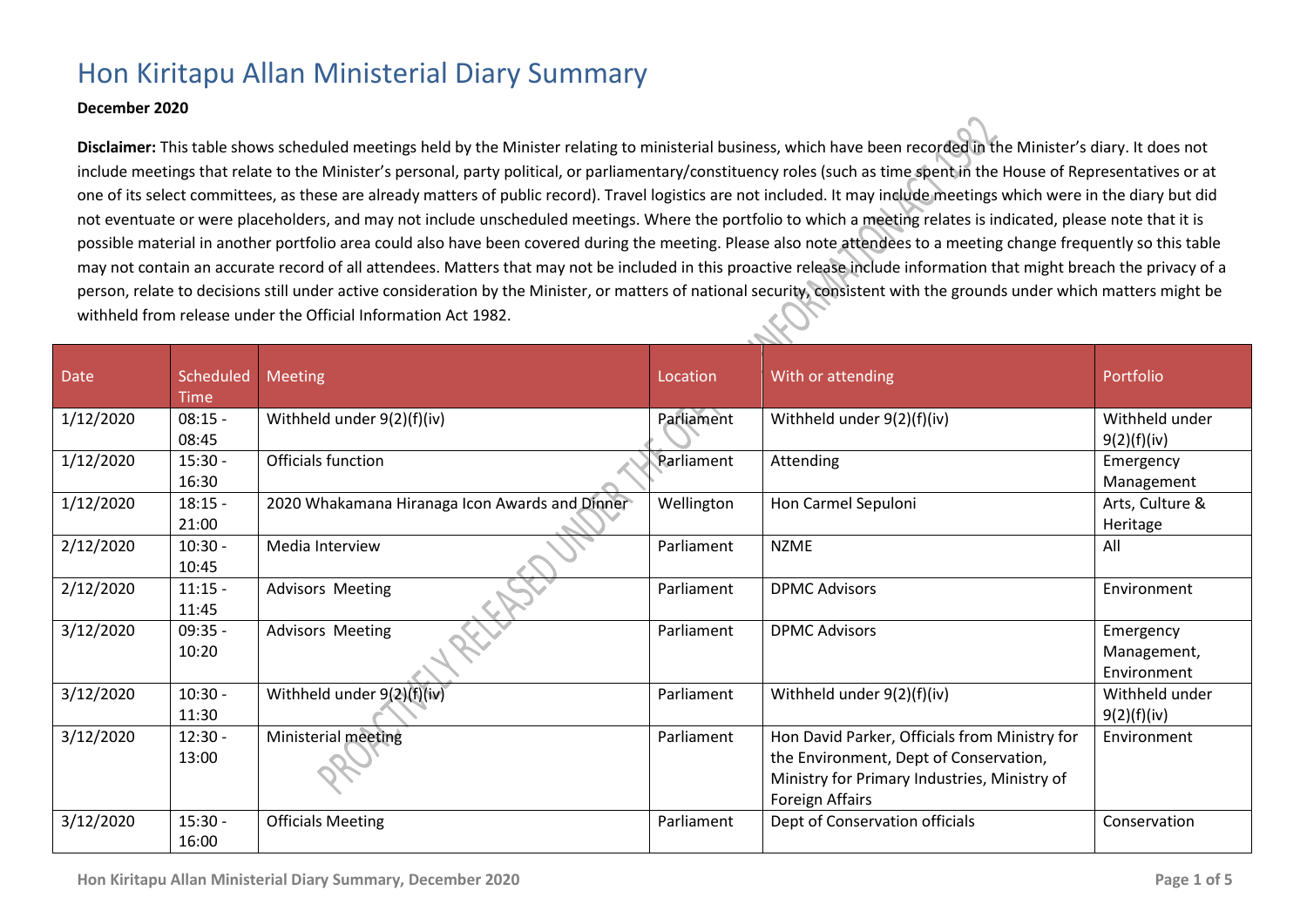# Hon Kiritapu Allan Ministerial Diary Summary

**December 2020**

**Disclaimer:** This table shows scheduled meetings held by the Minister relating to ministerial business, which have been recorded in the Minister's diary. It does not include meetings that relate to the Minister's personal, party political, or parliamentary/constituency roles (such as time spent in the House of Representatives or at one of its select committees, as these are already matters of public record). Travel logistics are not included. It may include meetings which were in the diary but did not eventuate or were placeholders, and may not include unscheduled meetings. Where the portfolio to which a meeting relates is indicated, please note that it is possible material in another portfolio area could also have been covered during the meeting. Please also note attendees to a meeting change frequently so this table may not contain an accurate record of all attendees. Matters that may not be included in this proactive release include information that might breach the privacy of a person, relate to decisions still under active consideration by the Minister, or matters of national security, consistent with the grounds under which matters might be withheld from release under the Official Information Act 1982.

| Date | Scheduled Time | Meeting | Location | With or attending | Portfolio |
|---|---|---|---|---|---|
| 1/12/2020 | 08:15 - 08:45 | Withheld under 9(2)(f)(iv) | Parliament | Withheld under 9(2)(f)(iv) | Withheld under 9(2)(f)(iv) |
| 1/12/2020 | 15:30 - 16:30 | Officials function | Parliament | Attending | Emergency Management |
| 1/12/2020 | 18:15 - 21:00 | 2020 Whakamana Hiranaga Icon Awards and Dinner | Wellington | Hon Carmel Sepuloni | Arts, Culture & Heritage |
| 2/12/2020 | 10:30 - 10:45 | Media Interview | Parliament | NZME | All |
| 2/12/2020 | 11:15 - 11:45 | Advisors Meeting | Parliament | DPMC Advisors | Environment |
| 3/12/2020 | 09:35 - 10:20 | Advisors Meeting | Parliament | DPMC Advisors | Emergency Management, Environment |
| 3/12/2020 | 10:30 - 11:30 | Withheld under 9(2)(f)(iv) | Parliament | Withheld under 9(2)(f)(iv) | Withheld under 9(2)(f)(iv) |
| 3/12/2020 | 12:30 - 13:00 | Ministerial meeting | Parliament | Hon David Parker, Officials from Ministry for the Environment, Dept of Conservation, Ministry for Primary Industries, Ministry of Foreign Affairs | Environment |
| 3/12/2020 | 15:30 - 16:00 | Officials Meeting | Parliament | Dept of Conservation officials | Conservation |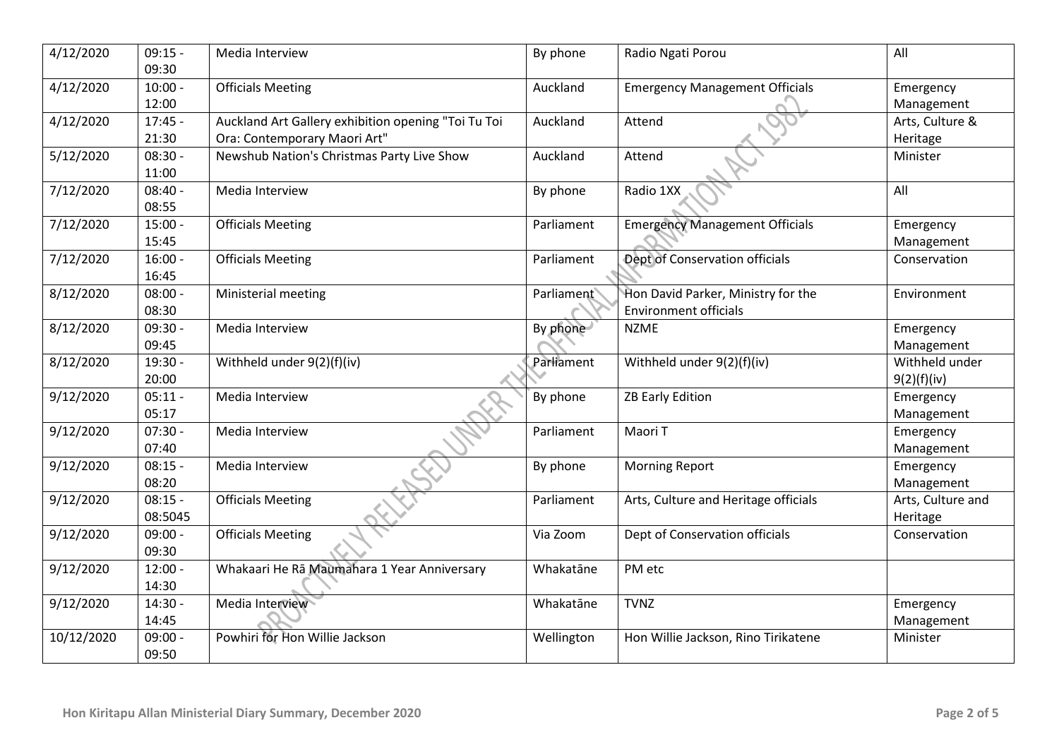| 4/12/2020 | 09:15 - 09:30 | Media Interview | By phone | Radio Ngati Porou | All |
|---|---|---|---|---|---|
| 4/12/2020 | 10:00 - 12:00 | Officials Meeting | Auckland | Emergency Management Officials | Emergency Management |
| 4/12/2020 | 17:45 - 21:30 | Auckland Art Gallery exhibition opening "Toi Tu Toi Ora: Contemporary Maori Art" | Auckland | Attend | Arts, Culture & Heritage |
| 5/12/2020 | 08:30 - 11:00 | Newshub Nation's Christmas Party Live Show | Auckland | Attend | Minister |
| 7/12/2020 | 08:40 - 08:55 | Media Interview | By phone | Radio 1XX | All |
| 7/12/2020 | 15:00 - 15:45 | Officials Meeting | Parliament | Emergency Management Officials | Emergency Management |
| 7/12/2020 | 16:00 - 16:45 | Officials Meeting | Parliament | Dept of Conservation officials | Conservation |
| 8/12/2020 | 08:00 - 08:30 | Ministerial meeting | Parliament | Hon David Parker, Ministry for the Environment officials | Environment |
| 8/12/2020 | 09:30 - 09:45 | Media Interview | By phone | NZME | Emergency Management |
| 8/12/2020 | 19:30 - 20:00 | Withheld under 9(2)(f)(iv) | Parliament | Withheld under 9(2)(f)(iv) | Withheld under 9(2)(f)(iv) |
| 9/12/2020 | 05:11 - 05:17 | Media Interview | By phone | ZB Early Edition | Emergency Management |
| 9/12/2020 | 07:30 - 07:40 | Media Interview | Parliament | Maori T | Emergency Management |
| 9/12/2020 | 08:15 - 08:20 | Media Interview | By phone | Morning Report | Emergency Management |
| 9/12/2020 | 08:15 - 08:5045 | Officials Meeting | Parliament | Arts, Culture and Heritage officials | Arts, Culture and Heritage |
| 9/12/2020 | 09:00 - 09:30 | Officials Meeting | Via Zoom | Dept of Conservation officials | Conservation |
| 9/12/2020 | 12:00 - 14:30 | Whakaari He Rā Maumahara 1 Year Anniversary | Whakatāne | PM etc | |
| 9/12/2020 | 14:30 - 14:45 | Media Interview | Whakatāne | TVNZ | Emergency Management |
| 10/12/2020 | 09:00 - 09:50 | Powhiri for Hon Willie Jackson | Wellington | Hon Willie Jackson, Rino Tirikatene | Minister |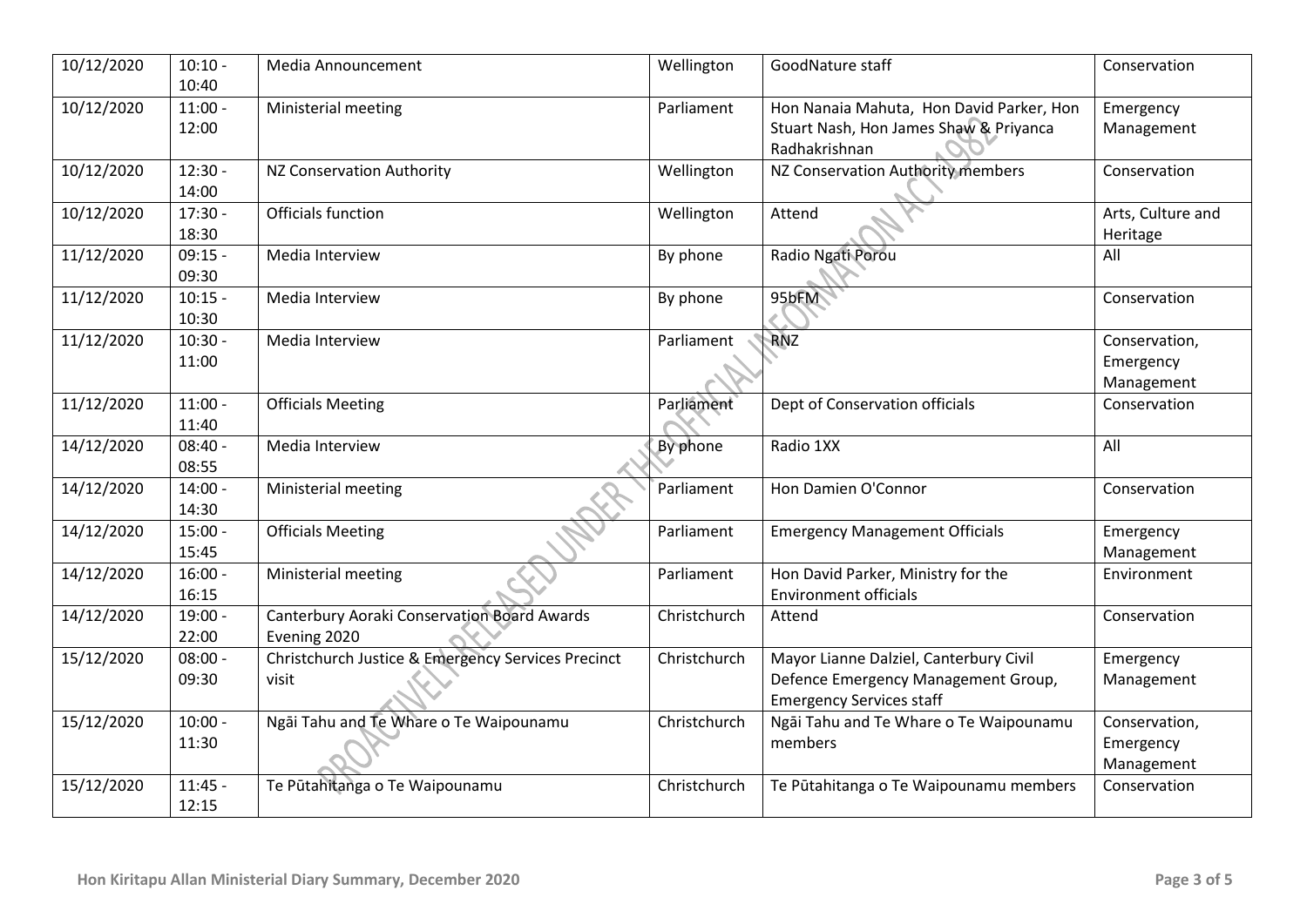| 10/12/2020 | 10:10 - 10:40 | Media Announcement | Wellington | GoodNature staff | Conservation |
|---|---|---|---|---|---|
| 10/12/2020 | 11:00 - 12:00 | Ministerial meeting | Parliament | Hon Nanaia Mahuta, Hon David Parker, Hon Stuart Nash, Hon James Shaw & Priyanca Radhakrishnan | Emergency Management |
| 10/12/2020 | 12:30 - 14:00 | NZ Conservation Authority | Wellington | NZ Conservation Authority members | Conservation |
| 10/12/2020 | 17:30 - 18:30 | Officials function | Wellington | Attend | Arts, Culture and Heritage |
| 11/12/2020 | 09:15 - 09:30 | Media Interview | By phone | Radio Ngati Porou | All |
| 11/12/2020 | 10:15 - 10:30 | Media Interview | By phone | 95bFM | Conservation |
| 11/12/2020 | 10:30 - 11:00 | Media Interview | Parliament | RNZ | Conservation, Emergency Management |
| 11/12/2020 | 11:00 - 11:40 | Officials Meeting | Parliament | Dept of Conservation officials | Conservation |
| 14/12/2020 | 08:40 - 08:55 | Media Interview | By phone | Radio 1XX | All |
| 14/12/2020 | 14:00 - 14:30 | Ministerial meeting | Parliament | Hon Damien O'Connor | Conservation |
| 14/12/2020 | 15:00 - 15:45 | Officials Meeting | Parliament | Emergency Management Officials | Emergency Management |
| 14/12/2020 | 16:00 - 16:15 | Ministerial meeting | Parliament | Hon David Parker, Ministry for the Environment officials | Environment |
| 14/12/2020 | 19:00 - 22:00 | Canterbury Aoraki Conservation Board Awards Evening 2020 | Christchurch | Attend | Conservation |
| 15/12/2020 | 08:00 - 09:30 | Christchurch Justice & Emergency Services Precinct visit | Christchurch | Mayor Lianne Dalziel, Canterbury Civil Defence Emergency Management Group, Emergency Services staff | Emergency Management |
| 15/12/2020 | 10:00 - 11:30 | Ngāi Tahu and Te Whare o Te Waipounamu | Christchurch | Ngāi Tahu and Te Whare o Te Waipounamu members | Conservation, Emergency Management |
| 15/12/2020 | 11:45 - 12:15 | Te Pūtahitanga o Te Waipounamu | Christchurch | Te Pūtahitanga o Te Waipounamu members | Conservation |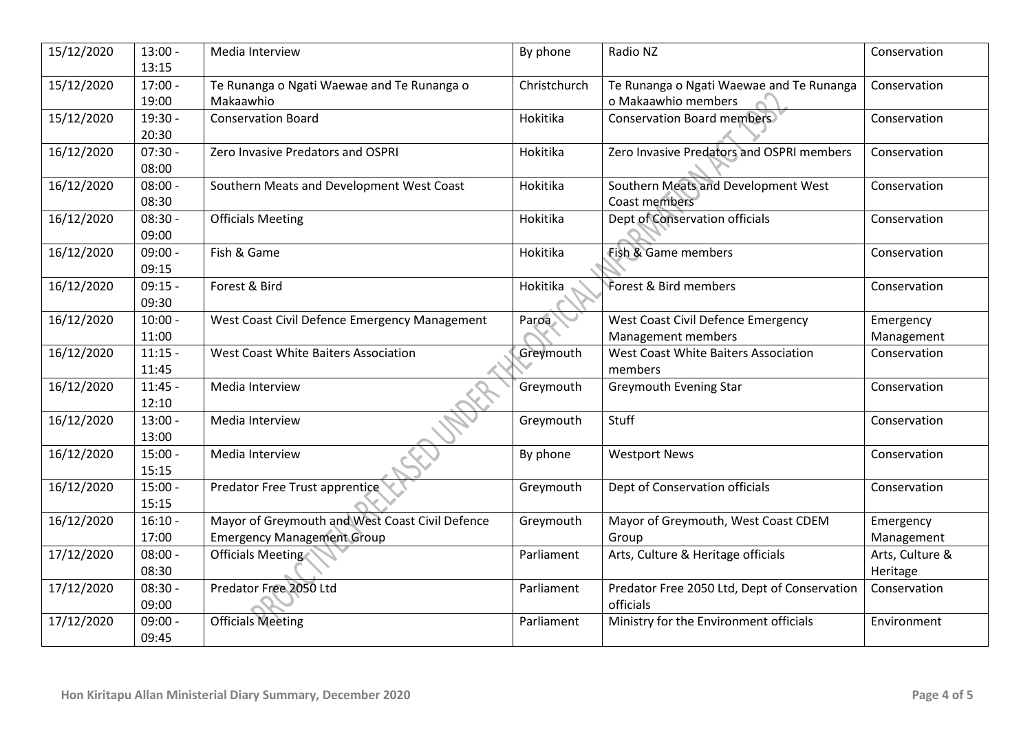| 15/12/2020 | 13:00 - 13:15 | Media Interview | By phone | Radio NZ | Conservation |
|---|---|---|---|---|---|
| 15/12/2020 | 17:00 - 19:00 | Te Runanga o Ngati Waewae and Te Runanga o Makaawhio | Christchurch | Te Runanga o Ngati Waewae and Te Runanga o Makaawhio members | Conservation |
| 15/12/2020 | 19:30 - 20:30 | Conservation Board | Hokitika | Conservation Board members | Conservation |
| 16/12/2020 | 07:30 - 08:00 | Zero Invasive Predators and OSPRI | Hokitika | Zero Invasive Predators and OSPRI members | Conservation |
| 16/12/2020 | 08:00 - 08:30 | Southern Meats and Development West Coast | Hokitika | Southern Meats and Development West Coast members | Conservation |
| 16/12/2020 | 08:30 - 09:00 | Officials Meeting | Hokitika | Dept of Conservation officials | Conservation |
| 16/12/2020 | 09:00 - 09:15 | Fish & Game | Hokitika | Fish & Game members | Conservation |
| 16/12/2020 | 09:15 - 09:30 | Forest & Bird | Hokitika | Forest & Bird members | Conservation |
| 16/12/2020 | 10:00 - 11:00 | West Coast Civil Defence Emergency Management | Paroa | West Coast Civil Defence Emergency Management members | Emergency Management |
| 16/12/2020 | 11:15 - 11:45 | West Coast White Baiters Association | Greymouth | West Coast White Baiters Association members | Conservation |
| 16/12/2020 | 11:45 - 12:10 | Media Interview | Greymouth | Greymouth Evening Star | Conservation |
| 16/12/2020 | 13:00 - 13:00 | Media Interview | Greymouth | Stuff | Conservation |
| 16/12/2020 | 15:00 - 15:15 | Media Interview | By phone | Westport News | Conservation |
| 16/12/2020 | 15:00 - 15:15 | Predator Free Trust apprentice | Greymouth | Dept of Conservation officials | Conservation |
| 16/12/2020 | 16:10 - 17:00 | Mayor of Greymouth and West Coast Civil Defence Emergency Management Group | Greymouth | Mayor of Greymouth, West Coast CDEM Group | Emergency Management |
| 17/12/2020 | 08:00 - 08:30 | Officials Meeting | Parliament | Arts, Culture & Heritage officials | Arts, Culture & Heritage |
| 17/12/2020 | 08:30 - 09:00 | Predator Free 2050 Ltd | Parliament | Predator Free 2050 Ltd, Dept of Conservation officials | Conservation |
| 17/12/2020 | 09:00 - 09:45 | Officials Meeting | Parliament | Ministry for the Environment officials | Environment |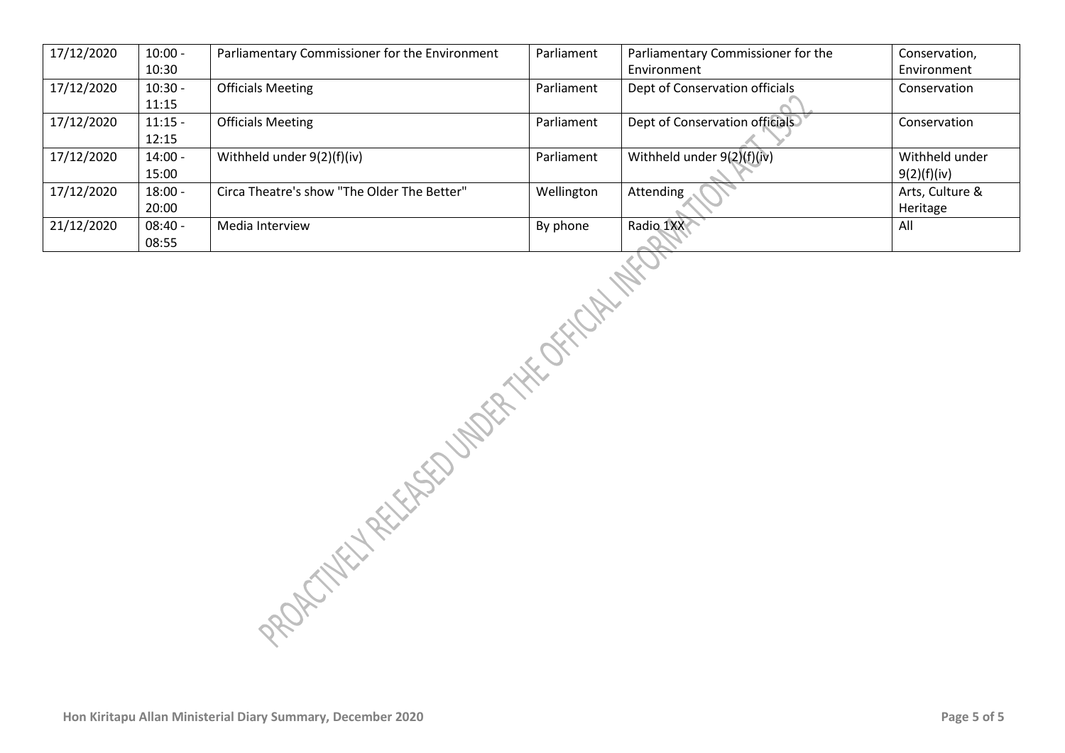| | | | | | |
|---|---|---|---|---|---|
| 17/12/2020 | 10:00 - 10:30 | Parliamentary Commissioner for the Environment | Parliament | Parliamentary Commissioner for the Environment | Conservation, Environment |
| 17/12/2020 | 10:30 - 11:15 | Officials Meeting | Parliament | Dept of Conservation officials | Conservation |
| 17/12/2020 | 11:15 - 12:15 | Officials Meeting | Parliament | Dept of Conservation officials | Conservation |
| 17/12/2020 | 14:00 - 15:00 | Withheld under 9(2)(f)(iv) | Parliament | Withheld under 9(2)(f)(iv) | Withheld under 9(2)(f)(iv) |
| 17/12/2020 | 18:00 - 20:00 | Circa Theatre's show "The Older The Better" | Wellington | Attending | Arts, Culture & Heritage |
| 21/12/2020 | 08:40 - 08:55 | Media Interview | By phone | Radio 1XX | All |

PROACTIVELY RELEASED UNDER THE OFFICIAL INFORMATION ACT 1982

Hon Kiritapu Allan Ministerial Diary Summary, December 2020